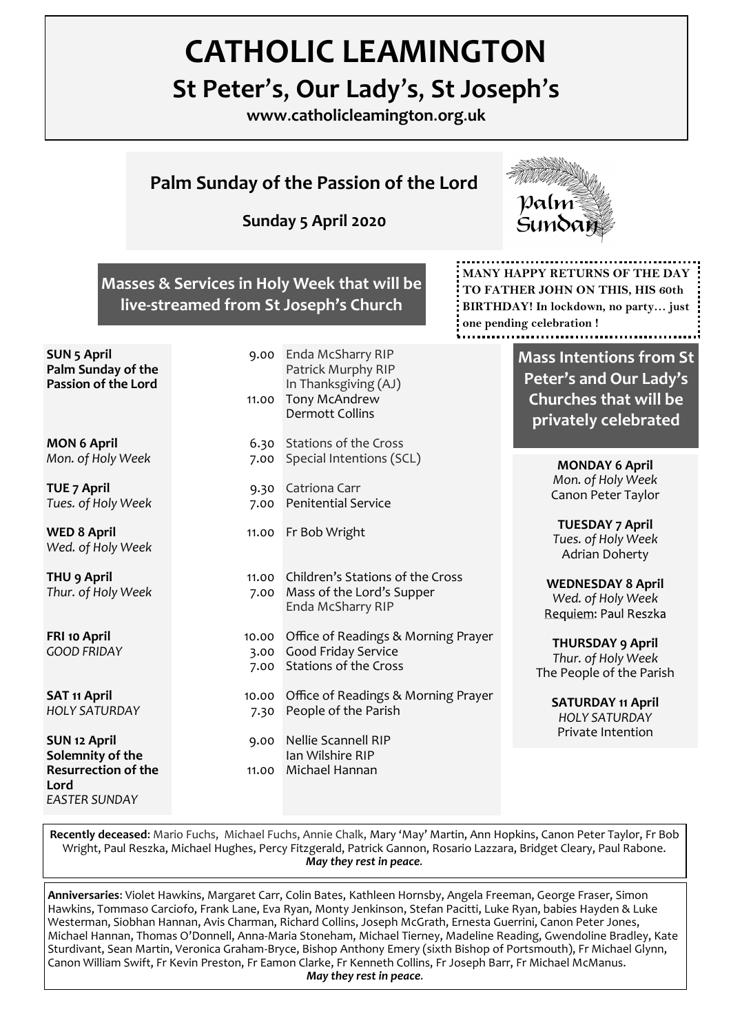# CATHOLIC LEAMINGTON

## St Peter's, Our Lady's, St Joseph's

**www.catholicleamington.org.uk**

## Palm Sunday of the Passion of the Lord

**Sunday 5 April 2020**

**MANY HAPPY RETURNS OF THE DAY TO FATHER JOHN ON THIS, HIS 60th BIRTHDAY! In lockdown, no party… just one pending celebration !**

### Masses & Services in Holy Week that will be live-streamed from St Joseph's Church

| Day | Time | Intention / Service |
|---|---|---|
| **SUN 5 April** **Palm Sunday of the Passion of the Lord** | 9.00 | Enda McSharry RIP, Patrick Murphy RIP, In Thanksgiving (AJ) |
| | 11.00 | Tony McAndrew, Dermott Collins |
| **MON 6 April** *Mon. of Holy Week* | 6.30 | Stations of the Cross |
| | 7.00 | Special Intentions (SCL) |
| **TUE 7 April** *Tues. of Holy Week* | 9.30 | Catriona Carr |
| | 7.00 | Penitential Service |
| **WED 8 April** *Wed. of Holy Week* | 11.00 | Fr Bob Wright |
| **THU 9 April** *Thur. of Holy Week* | 11.00 | Children's Stations of the Cross |
| | 7.00 | Mass of the Lord's Supper, Enda McSharry RIP |
| **FRI 10 April** *GOOD FRIDAY* | 10.00 | Office of Readings & Morning Prayer |
| | 3.00 | Good Friday Service |
| | 7.00 | Stations of the Cross |
| **SAT 11 April** *HOLY SATURDAY* | 10.00 | Office of Readings & Morning Prayer |
| | 7.30 | People of the Parish |
| **SUN 12 April** **Solemnity of the Resurrection of the Lord** *EASTER SUNDAY* | 9.00 | Nellie Scannell RIP, Ian Wilshire RIP |
| | 11.00 | Michael Hannan |

### Mass Intentions from St Peter's and Our Lady's Churches that will be privately celebrated

**MONDAY 6 April**
*Mon. of Holy Week*
Canon Peter Taylor

**TUESDAY 7 April**
*Tues. of Holy Week*
Adrian Doherty

**WEDNESDAY 8 April**
*Wed. of Holy Week*
Requiem: Paul Reszka

**THURSDAY 9 April**
*Thur. of Holy Week*
The People of the Parish

**SATURDAY 11 April**
*HOLY SATURDAY*
Private Intention

**Recently deceased**: Mario Fuchs, Michael Fuchs, Annie Chalk, Mary 'May' Martin, Ann Hopkins, Canon Peter Taylor, Fr Bob Wright, Paul Reszka, Michael Hughes, Percy Fitzgerald, Patrick Gannon, Rosario Lazzara, Bridget Cleary, Paul Rabone.
*May they rest in peace.*

**Anniversaries**: Violet Hawkins, Margaret Carr, Colin Bates, Kathleen Hornsby, Angela Freeman, George Fraser, Simon Hawkins, Tommaso Carciofo, Frank Lane, Eva Ryan, Monty Jenkinson, Stefan Pacitti, Luke Ryan, babies Hayden & Luke Westerman, Siobhan Hannan, Avis Charman, Richard Collins, Joseph McGrath, Ernesta Guerrini, Canon Peter Jones, Michael Hannan, Thomas O'Donnell, Anna-Maria Stoneham, Michael Tierney, Madeline Reading, Gwendoline Bradley, Kate Sturdivant, Sean Martin, Veronica Graham-Bryce, Bishop Anthony Emery (sixth Bishop of Portsmouth), Fr Michael Glynn, Canon William Swift, Fr Kevin Preston, Fr Eamon Clarke, Fr Kenneth Collins, Fr Joseph Barr, Fr Michael McManus.
*May they rest in peace.*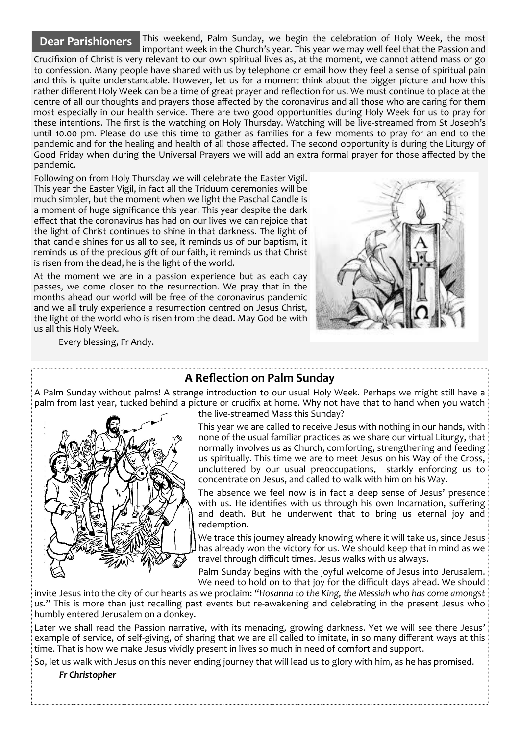## Dear Parishioners

This weekend, Palm Sunday, we begin the celebration of Holy Week, the most important week in the Church's year. This year we may well feel that the Passion and Crucifixion of Christ is very relevant to our own spiritual lives as, at the moment, we cannot attend mass or go to confession. Many people have shared with us by telephone or email how they feel a sense of spiritual pain and this is quite understandable. However, let us for a moment think about the bigger picture and how this rather different Holy Week can be a time of great prayer and reflection for us. We must continue to place at the centre of all our thoughts and prayers those affected by the coronavirus and all those who are caring for them most especially in our health service. There are two good opportunities during Holy Week for us to pray for these intentions. The first is the watching on Holy Thursday. Watching will be live-streamed from St Joseph's until 10.00 pm. Please do use this time to gather as families for a few moments to pray for an end to the pandemic and for the healing and health of all those affected. The second opportunity is during the Liturgy of Good Friday when during the Universal Prayers we will add an extra formal prayer for those affected by the pandemic.

Following on from Holy Thursday we will celebrate the Easter Vigil. This year the Easter Vigil, in fact all the Triduum ceremonies will be much simpler, but the moment when we light the Paschal Candle is a moment of huge significance this year. This year despite the dark effect that the coronavirus has had on our lives we can rejoice that the light of Christ continues to shine in that darkness. The light of that candle shines for us all to see, it reminds us of our baptism, it reminds us of the precious gift of our faith, it reminds us that Christ is risen from the dead, he is the light of the world.

At the moment we are in a passion experience but as each day passes, we come closer to the resurrection. We pray that in the months ahead our world will be free of the coronavirus pandemic and we all truly experience a resurrection centred on Jesus Christ, the light of the world who is risen from the dead. May God be with us all this Holy Week.

Every blessing, Fr Andy.

## A Reflection on Palm Sunday

A Palm Sunday without palms! A strange introduction to our usual Holy Week. Perhaps we might still have a palm from last year, tucked behind a picture or crucifix at home. Why not have that to hand when you watch the live-streamed Mass this Sunday?

This year we are called to receive Jesus with nothing in our hands, with none of the usual familiar practices as we share our virtual Liturgy, that normally involves us as Church, comforting, strengthening and feeding us spiritually. This time we are to meet Jesus on his Way of the Cross, uncluttered by our usual preoccupations, starkly enforcing us to concentrate on Jesus, and called to walk with him on his Way.

The absence we feel now is in fact a deep sense of Jesus' presence with us. He identifies with us through his own Incarnation, suffering and death. But he underwent that to bring us eternal joy and redemption.

We trace this journey already knowing where it will take us, since Jesus has already won the victory for us. We should keep that in mind as we travel through difficult times. Jesus walks with us always.

Palm Sunday begins with the joyful welcome of Jesus into Jerusalem. We need to hold on to that joy for the difficult days ahead. We should invite Jesus into the city of our hearts as we proclaim: "*Hosanna to the King, the Messiah who has come amongst us.*" This is more than just recalling past events but re-awakening and celebrating in the present Jesus who humbly entered Jerusalem on a donkey.

Later we shall read the Passion narrative, with its menacing, growing darkness. Yet we will see there Jesus' example of service, of self-giving, of sharing that we are all called to imitate, in so many different ways at this time. That is how we make Jesus vividly present in lives so much in need of comfort and support.

So, let us walk with Jesus on this never ending journey that will lead us to glory with him, as he has promised.

***Fr Christopher***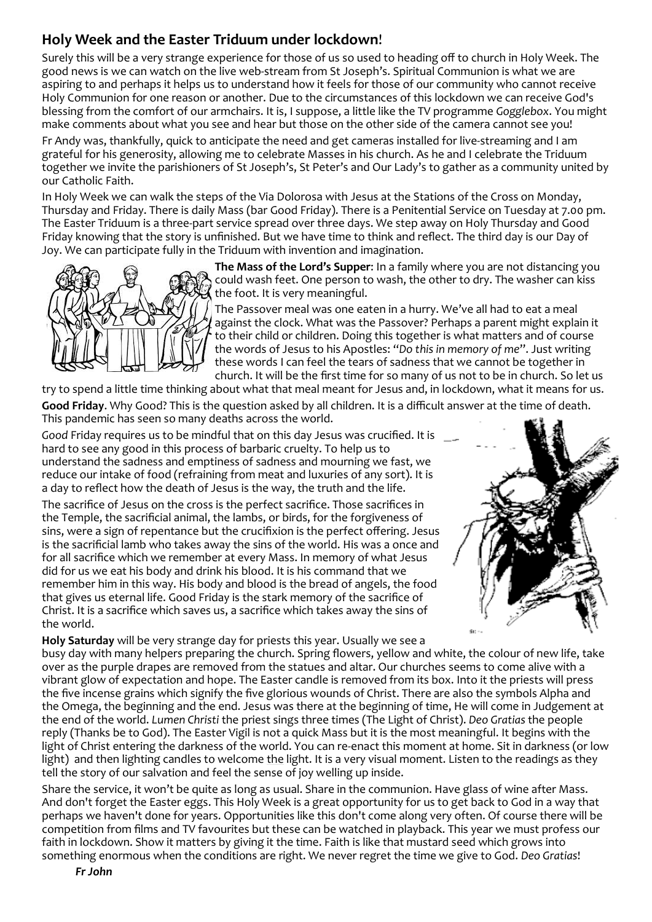## Holy Week and the Easter Triduum under lockdown!

Surely this will be a very strange experience for those of us so used to heading off to church in Holy Week. The good news is we can watch on the live web-stream from St Joseph's. Spiritual Communion is what we are aspiring to and perhaps it helps us to understand how it feels for those of our community who cannot receive Holy Communion for one reason or another. Due to the circumstances of this lockdown we can receive God's blessing from the comfort of our armchairs. It is, I suppose, a little like the TV programme *Gogglebox*. You might make comments about what you see and hear but those on the other side of the camera cannot see you!

Fr Andy was, thankfully, quick to anticipate the need and get cameras installed for live-streaming and I am grateful for his generosity, allowing me to celebrate Masses in his church. As he and I celebrate the Triduum together we invite the parishioners of St Joseph's, St Peter's and Our Lady's to gather as a community united by our Catholic Faith.

In Holy Week we can walk the steps of the Via Dolorosa with Jesus at the Stations of the Cross on Monday, Thursday and Friday. There is daily Mass (bar Good Friday). There is a Penitential Service on Tuesday at 7.00 pm. The Easter Triduum is a three-part service spread over three days. We step away on Holy Thursday and Good Friday knowing that the story is unfinished. But we have time to think and reflect. The third day is our Day of Joy. We can participate fully in the Triduum with invention and imagination.

**The Mass of the Lord's Supper**: In a family where you are not distancing you could wash feet. One person to wash, the other to dry. The washer can kiss the foot. It is very meaningful.

The Passover meal was one eaten in a hurry. We've all had to eat a meal against the clock. What was the Passover? Perhaps a parent might explain it to their child or children. Doing this together is what matters and of course the words of Jesus to his Apostles: "*Do this in memory of me*". Just writing these words I can feel the tears of sadness that we cannot be together in church. It will be the first time for so many of us not to be in church. So let us try to spend a little time thinking about what that meal meant for Jesus and, in lockdown, what it means for us.

**Good Friday**. Why Good? This is the question asked by all children. It is a difficult answer at the time of death. This pandemic has seen so many deaths across the world.

*Good* Friday requires us to be mindful that on this day Jesus was crucified. It is hard to see any good in this process of barbaric cruelty. To help us to understand the sadness and emptiness of sadness and mourning we fast, we reduce our intake of food (refraining from meat and luxuries of any sort). It is a day to reflect how the death of Jesus is the way, the truth and the life.

The sacrifice of Jesus on the cross is the perfect sacrifice. Those sacrifices in the Temple, the sacrificial animal, the lambs, or birds, for the forgiveness of sins, were a sign of repentance but the crucifixion is the perfect offering. Jesus is the sacrificial lamb who takes away the sins of the world. His was a once and for all sacrifice which we remember at every Mass. In memory of what Jesus did for us we eat his body and drink his blood. It is his command that we remember him in this way. His body and blood is the bread of angels, the food that gives us eternal life. Good Friday is the stark memory of the sacrifice of Christ. It is a sacrifice which saves us, a sacrifice which takes away the sins of the world.

**Holy Saturday** will be very strange day for priests this year. Usually we see a busy day with many helpers preparing the church. Spring flowers, yellow and white, the colour of new life, take over as the purple drapes are removed from the statues and altar. Our churches seems to come alive with a vibrant glow of expectation and hope. The Easter candle is removed from its box. Into it the priests will press the five incense grains which signify the five glorious wounds of Christ. There are also the symbols Alpha and the Omega, the beginning and the end. Jesus was there at the beginning of time, He will come in Judgement at the end of the world. *Lumen Christi* the priest sings three times (The Light of Christ). *Deo Gratias* the people reply (Thanks be to God). The Easter Vigil is not a quick Mass but it is the most meaningful. It begins with the light of Christ entering the darkness of the world. You can re-enact this moment at home. Sit in darkness (or low light) and then lighting candles to welcome the light. It is a very visual moment. Listen to the readings as they tell the story of our salvation and feel the sense of joy welling up inside.

Share the service, it won't be quite as long as usual. Share in the communion. Have glass of wine after Mass. And don't forget the Easter eggs. This Holy Week is a great opportunity for us to get back to God in a way that perhaps we haven't done for years. Opportunities like this don't come along very often. Of course there will be competition from films and TV favourites but these can be watched in playback. This year we must profess our faith in lockdown. Show it matters by giving it the time. Faith is like that mustard seed which grows into something enormous when the conditions are right. We never regret the time we give to God. *Deo Gratias*!

***Fr John***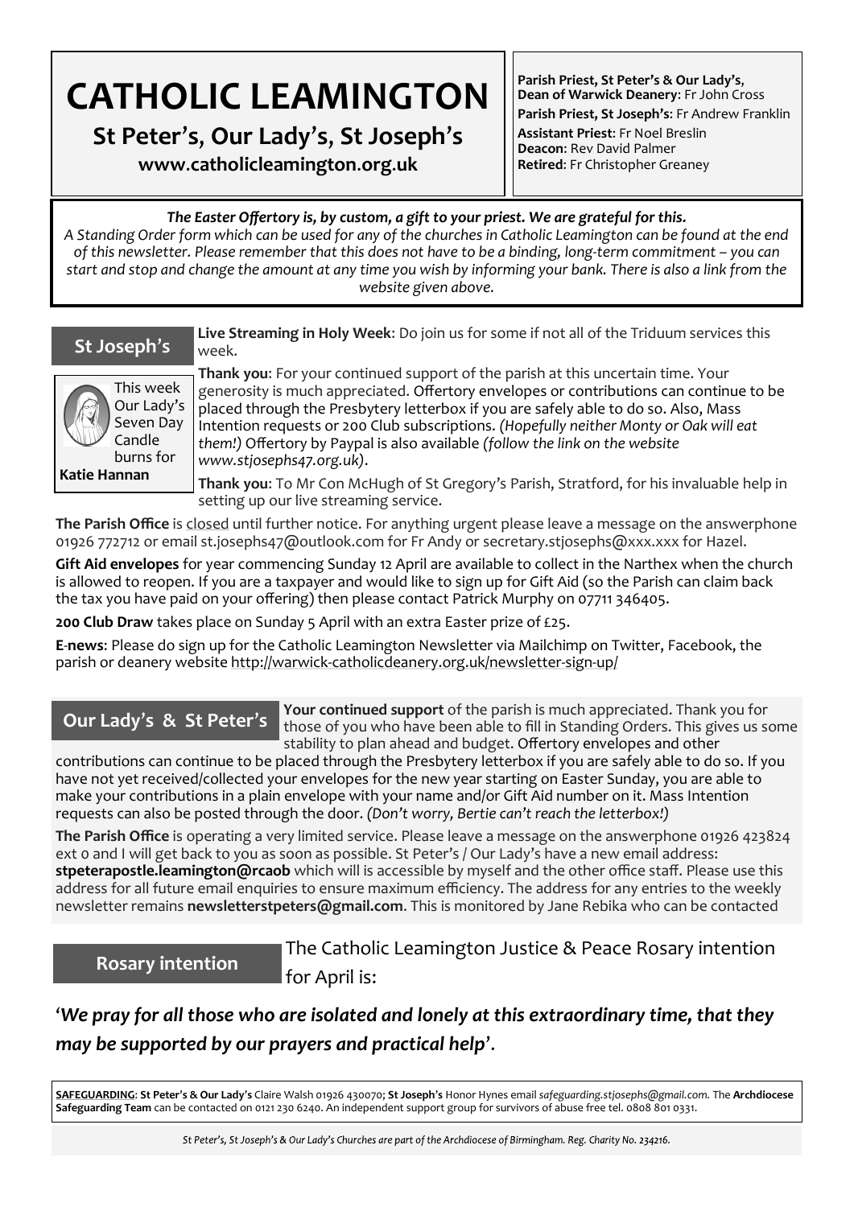# CATHOLIC LEAMINGTON

## St Peter's, Our Lady's, St Joseph's

**www.catholicleamington.org.uk**

**Parish Priest, St Peter's & Our Lady's**, **Dean of Warwick Deanery**: Fr John Cross
**Parish Priest, St Joseph's**: Fr Andrew Franklin
**Assistant Priest**: Fr Noel Breslin
**Deacon**: Rev David Palmer
**Retired**: Fr Christopher Greaney

***The Easter Offertory is, by custom, a gift to your priest. We are grateful for this.***
*A Standing Order form which can be used for any of the churches in Catholic Leamington can be found at the end of this newsletter. Please remember that this does not have to be a binding, long-term commitment – you can start and stop and change the amount at any time you wish by informing your bank. There is also a link from the website given above.*

## St Joseph's

This week Our Lady's Seven Day Candle burns for **Katie Hannan**

**Live Streaming in Holy Week**: Do join us for some if not all of the Triduum services this week.

**Thank you**: For your continued support of the parish at this uncertain time. Your generosity is much appreciated. Offertory envelopes or contributions can continue to be placed through the Presbytery letterbox if you are safely able to do so. Also, Mass Intention requests or 200 Club subscriptions. *(Hopefully neither Monty or Oak will eat them!)* Offertory by Paypal is also available *(follow the link on the website www.stjosephs47.org.uk)*.

**Thank you**: To Mr Con McHugh of St Gregory's Parish, Stratford, for his invaluable help in setting up our live streaming service.

**The Parish Office** is closed until further notice. For anything urgent please leave a message on the answerphone 01926 772712 or email st.josephs47@outlook.com for Fr Andy or secretary.stjosephs@xxx.xxx for Hazel.

**Gift Aid envelopes** for year commencing Sunday 12 April are available to collect in the Narthex when the church is allowed to reopen. If you are a taxpayer and would like to sign up for Gift Aid (so the Parish can claim back the tax you have paid on your offering) then please contact Patrick Murphy on 07711 346405.

**200 Club Draw** takes place on Sunday 5 April with an extra Easter prize of £25.

**E-news**: Please do sign up for the Catholic Leamington Newsletter via Mailchimp on Twitter, Facebook, the parish or deanery website http://warwick-catholicdeanery.org.uk/newsletter-sign-up/

## Our Lady's & St Peter's

**Your continued support** of the parish is much appreciated. Thank you for those of you who have been able to fill in Standing Orders. This gives us some stability to plan ahead and budget. Offertory envelopes and other contributions can continue to be placed through the Presbytery letterbox if you are safely able to do so. If you have not yet received/collected your envelopes for the new year starting on Easter Sunday, you are able to make your contributions in a plain envelope with your name and/or Gift Aid number on it. Mass Intention requests can also be posted through the door. *(Don't worry, Bertie can't reach the letterbox!)*

**The Parish Office** is operating a very limited service. Please leave a message on the answerphone 01926 423824 ext 0 and I will get back to you as soon as possible. St Peter's / Our Lady's have a new email address: **stpeterapostle.leamington@rcaob** which will is accessible by myself and the other office staff. Please use this address for all future email enquiries to ensure maximum efficiency. The address for any entries to the weekly newsletter remains **newsletterstpeters@gmail.com**. This is monitored by Jane Rebika who can be contacted

## Rosary intention

The Catholic Leamington Justice & Peace Rosary intention for April is:

***'We pray for all those who are isolated and lonely at this extraordinary time, that they may be supported by our prayers and practical help'.***

**SAFEGUARDING**: **St Peter's & Our Lady's** Claire Walsh 01926 430070; **St Joseph's** Honor Hynes email *safeguarding.stjosephs@gmail.com.* The **Archdiocese Safeguarding Team** can be contacted on 0121 230 6240. An independent support group for survivors of abuse free tel. 0808 801 0331.

*St Peter's, St Joseph's & Our Lady's Churches are part of the Archdiocese of Birmingham. Reg. Charity No. 234216.*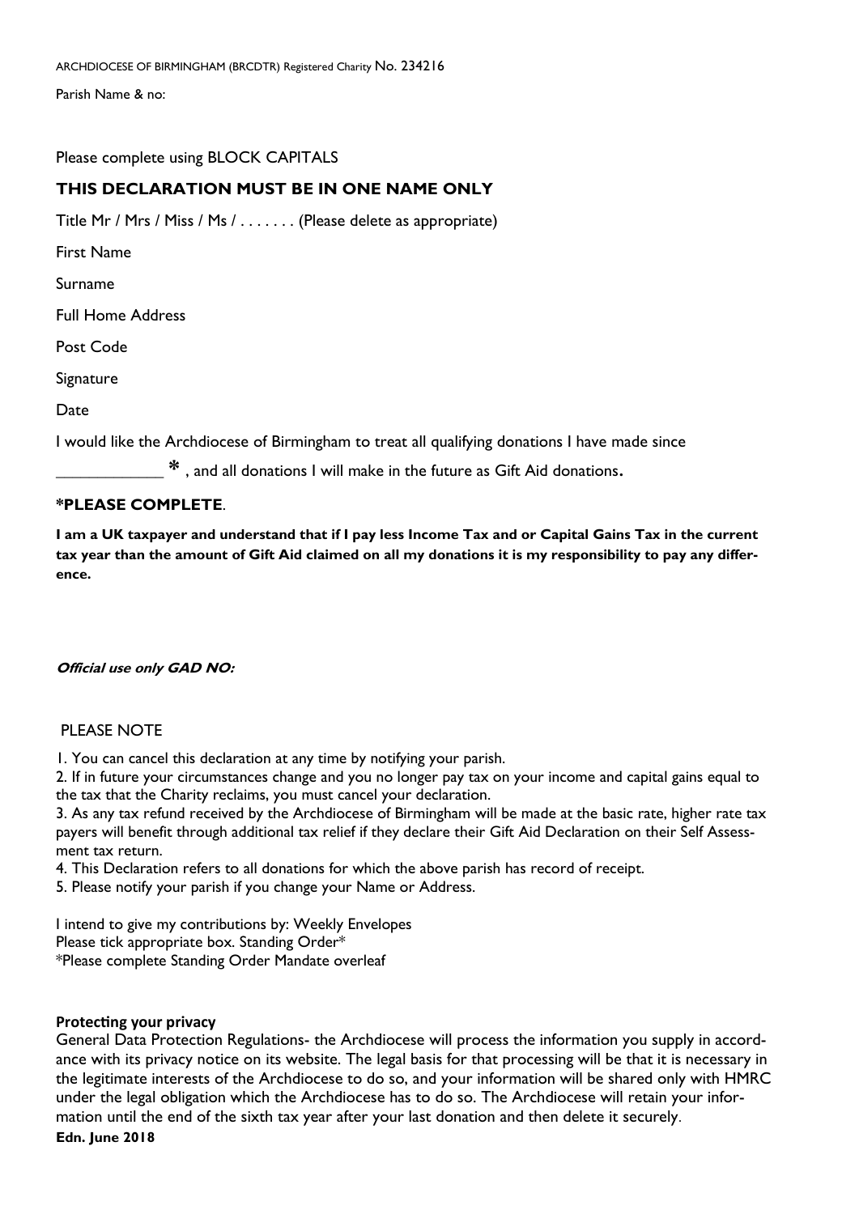ARCHDIOCESE OF BIRMINGHAM (BRCDTR) Registered Charity No. 234216

Parish Name & no:

Please complete using BLOCK CAPITALS

**THIS DECLARATION MUST BE IN ONE NAME ONLY**

Title Mr / Mrs / Miss / Ms / . . . . . . . (Please delete as appropriate)

First Name

Surname

Full Home Address

Post Code

Signature

Date

I would like the Archdiocese of Birmingham to treat all qualifying donations I have made since

____________ *, and all donations I will make in the future as Gift Aid donations.

**\*PLEASE COMPLETE**.

**I am a UK taxpayer and understand that if I pay less Income Tax and or Capital Gains Tax in the current tax year than the amount of Gift Aid claimed on all my donations it is my responsibility to pay any difference.**

***Official use only GAD NO:***

PLEASE NOTE

1. You can cancel this declaration at any time by notifying your parish.
2. If in future your circumstances change and you no longer pay tax on your income and capital gains equal to the tax that the Charity reclaims, you must cancel your declaration.
3. As any tax refund received by the Archdiocese of Birmingham will be made at the basic rate, higher rate tax payers will benefit through additional tax relief if they declare their Gift Aid Declaration on their Self Assessment tax return.
4. This Declaration refers to all donations for which the above parish has record of receipt.
5. Please notify your parish if you change your Name or Address.

I intend to give my contributions by: Weekly Envelopes
Please tick appropriate box. Standing Order*
*Please complete Standing Order Mandate overleaf

**Protecting your privacy**

General Data Protection Regulations- the Archdiocese will process the information you supply in accordance with its privacy notice on its website. The legal basis for that processing will be that it is necessary in the legitimate interests of the Archdiocese to do so, and your information will be shared only with HMRC under the legal obligation which the Archdiocese has to do so. The Archdiocese will retain your information until the end of the sixth tax year after your last donation and then delete it securely.

**Edn. June 2018**